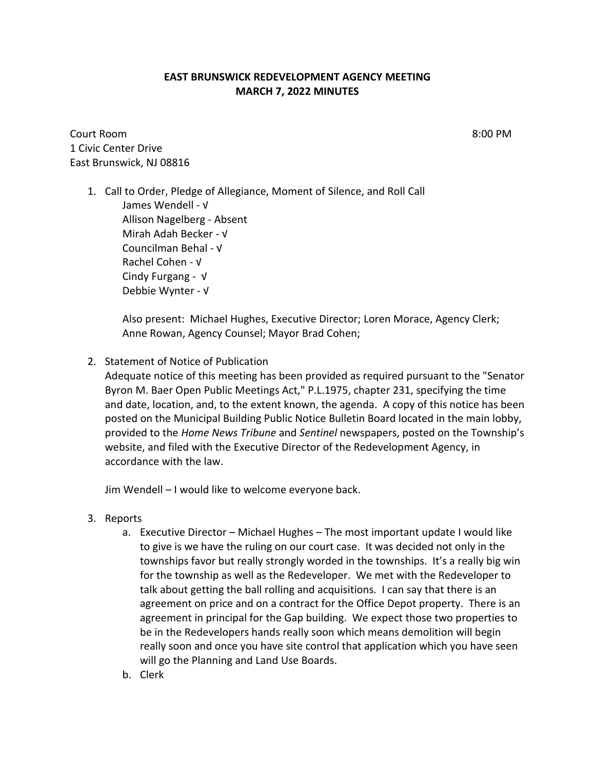# EAST BRUNSWICK REDEVELOPMENT AGENCY MEETING
# MARCH 7, 2022 MINUTES

Court Room 8:00 PM
1 Civic Center Drive
East Brunswick, NJ 08816

1. Call to Order, Pledge of Allegiance, Moment of Silence, and Roll Call
   James Wendell - √
   Allison Nagelberg - Absent
   Mirah Adah Becker - √
   Councilman Behal - √
   Rachel Cohen - √
   Cindy Furgang - √
   Debbie Wynter - √

   Also present: Michael Hughes, Executive Director; Loren Morace, Agency Clerk; Anne Rowan, Agency Counsel; Mayor Brad Cohen;

2. Statement of Notice of Publication
   Adequate notice of this meeting has been provided as required pursuant to the "Senator Byron M. Baer Open Public Meetings Act," P.L.1975, chapter 231, specifying the time and date, location, and, to the extent known, the agenda. A copy of this notice has been posted on the Municipal Building Public Notice Bulletin Board located in the main lobby, provided to the *Home News Tribune* and *Sentinel* newspapers, posted on the Township's website, and filed with the Executive Director of the Redevelopment Agency, in accordance with the law.

   Jim Wendell – I would like to welcome everyone back.

3. Reports
   a. Executive Director – Michael Hughes – The most important update I would like to give is we have the ruling on our court case. It was decided not only in the townships favor but really strongly worded in the townships. It's a really big win for the township as well as the Redeveloper. We met with the Redeveloper to talk about getting the ball rolling and acquisitions. I can say that there is an agreement on price and on a contract for the Office Depot property. There is an agreement in principal for the Gap building. We expect those two properties to be in the Redevelopers hands really soon which means demolition will begin really soon and once you have site control that application which you have seen will go the Planning and Land Use Boards.
   b. Clerk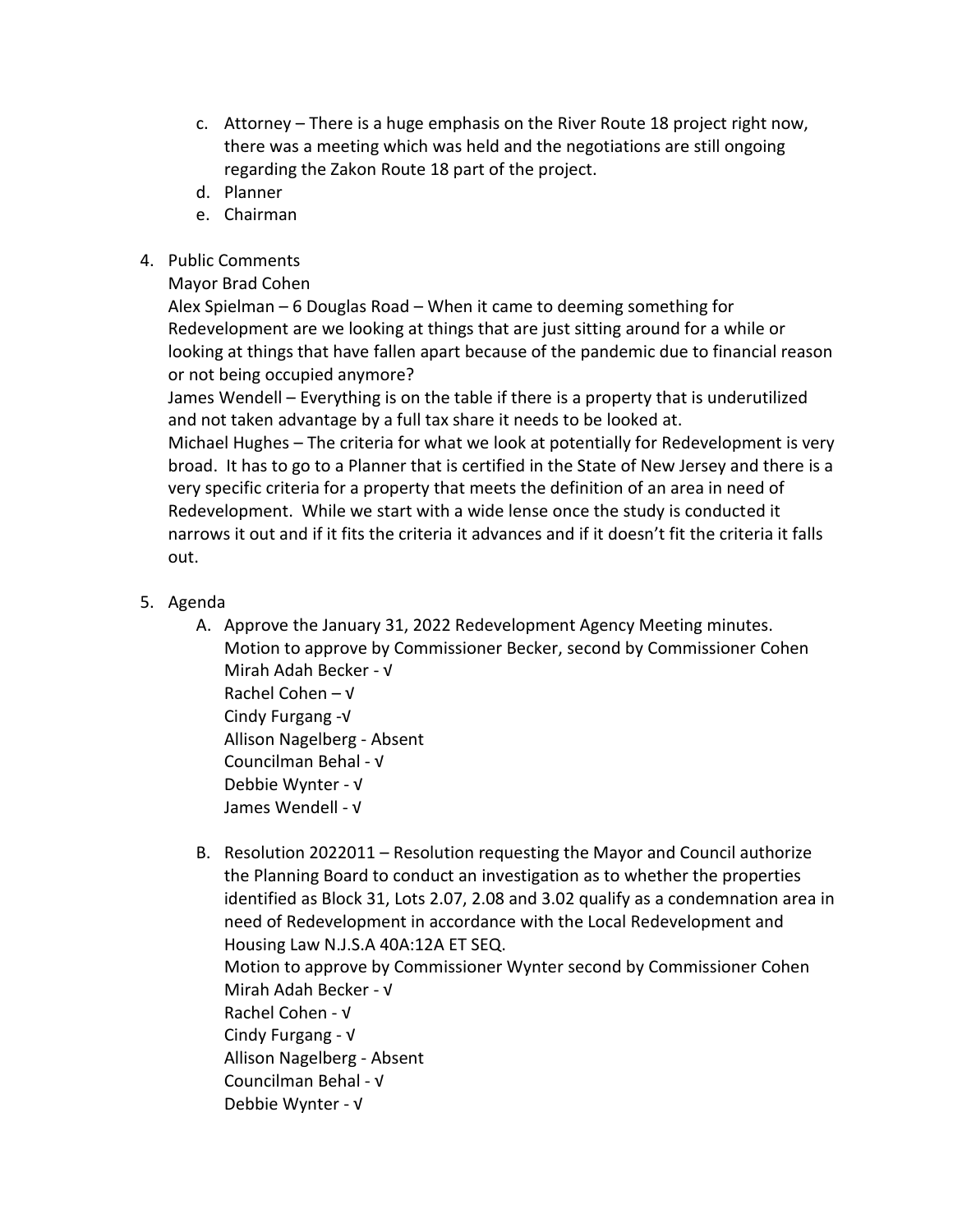c. Attorney – There is a huge emphasis on the River Route 18 project right now, there was a meeting which was held and the negotiations are still ongoing regarding the Zakon Route 18 part of the project.
d. Planner
e. Chairman

4. Public Comments

   Mayor Brad Cohen

   Alex Spielman – 6 Douglas Road – When it came to deeming something for Redevelopment are we looking at things that are just sitting around for a while or looking at things that have fallen apart because of the pandemic due to financial reason or not being occupied anymore?

   James Wendell – Everything is on the table if there is a property that is underutilized and not taken advantage by a full tax share it needs to be looked at.

   Michael Hughes – The criteria for what we look at potentially for Redevelopment is very broad. It has to go to a Planner that is certified in the State of New Jersey and there is a very specific criteria for a property that meets the definition of an area in need of Redevelopment. While we start with a wide lense once the study is conducted it narrows it out and if it fits the criteria it advances and if it doesn't fit the criteria it falls out.

5. Agenda

   A. Approve the January 31, 2022 Redevelopment Agency Meeting minutes.
      Motion to approve by Commissioner Becker, second by Commissioner Cohen
      Mirah Adah Becker - √
      Rachel Cohen – √
      Cindy Furgang -√
      Allison Nagelberg - Absent
      Councilman Behal - √
      Debbie Wynter - √
      James Wendell - √

   B. Resolution 2022011 – Resolution requesting the Mayor and Council authorize the Planning Board to conduct an investigation as to whether the properties identified as Block 31, Lots 2.07, 2.08 and 3.02 qualify as a condemnation area in need of Redevelopment in accordance with the Local Redevelopment and Housing Law N.J.S.A 40A:12A ET SEQ.
      Motion to approve by Commissioner Wynter second by Commissioner Cohen
      Mirah Adah Becker - √
      Rachel Cohen - √
      Cindy Furgang - √
      Allison Nagelberg - Absent
      Councilman Behal - √
      Debbie Wynter - √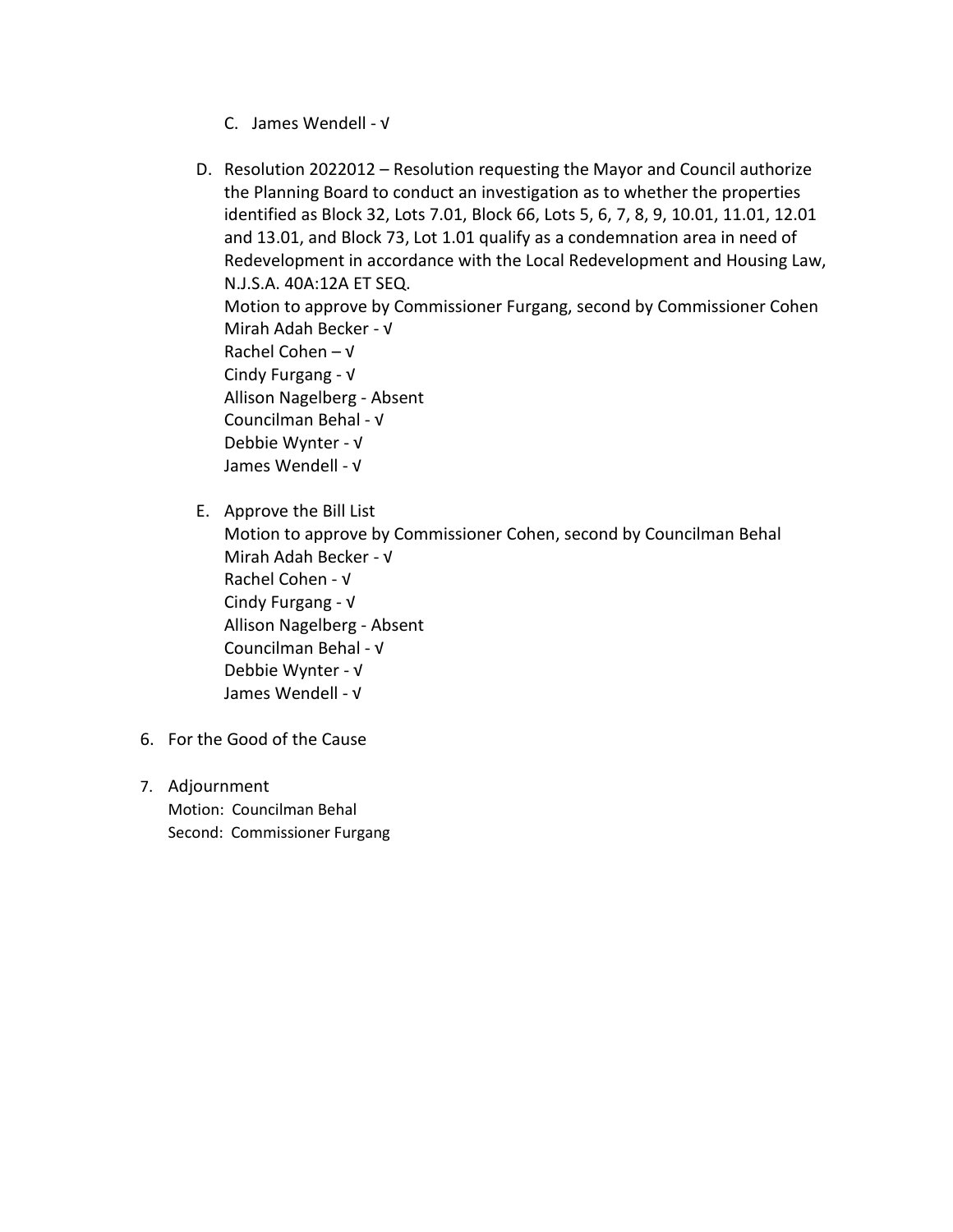C. James Wendell - √

D. Resolution 2022012 – Resolution requesting the Mayor and Council authorize the Planning Board to conduct an investigation as to whether the properties identified as Block 32, Lots 7.01, Block 66, Lots 5, 6, 7, 8, 9, 10.01, 11.01, 12.01 and 13.01, and Block 73, Lot 1.01 qualify as a condemnation area in need of Redevelopment in accordance with the Local Redevelopment and Housing Law, N.J.S.A. 40A:12A ET SEQ.
   Motion to approve by Commissioner Furgang, second by Commissioner Cohen
   Mirah Adah Becker - √
   Rachel Cohen – √
   Cindy Furgang - √
   Allison Nagelberg - Absent
   Councilman Behal - √
   Debbie Wynter - √
   James Wendell - √

E. Approve the Bill List
   Motion to approve by Commissioner Cohen, second by Councilman Behal
   Mirah Adah Becker - √
   Rachel Cohen - √
   Cindy Furgang - √
   Allison Nagelberg - Absent
   Councilman Behal - √
   Debbie Wynter - √
   James Wendell - √

6. For the Good of the Cause

7. Adjournment
   Motion: Councilman Behal
   Second: Commissioner Furgang